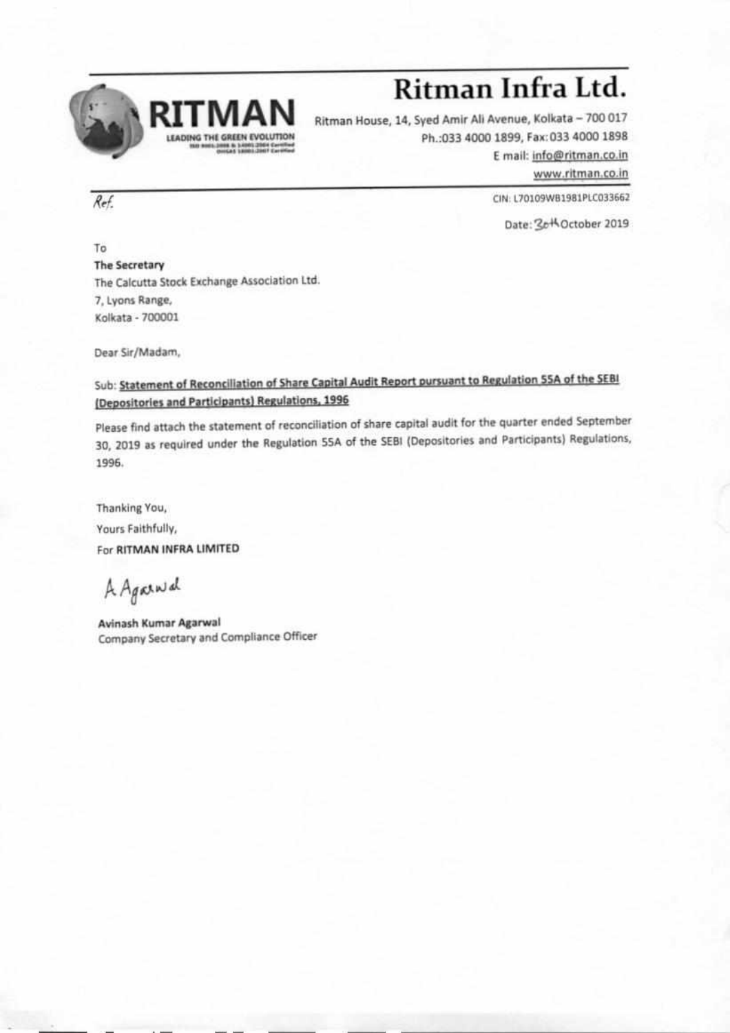# Ritman Infra Ltd.

RITMAN
LEADING THE GREEN EVOLUTION

Ritman House, 14, Syed Amir Ali Avenue, Kolkata – 700 017
Ph.:033 4000 1899, Fax: 033 4000 1898
E mail: info@ritman.co.in
www.ritman.co.in

*Ref.*

CIN: L70109WB1981PLC033662

Date: 30th October 2019

To
**The Secretary**
The Calcutta Stock Exchange Association Ltd.
7, Lyons Range,
Kolkata - 700001

Dear Sir/Madam,

Sub: **Statement of Reconciliation of Share Capital Audit Report pursuant to Regulation 55A of the SEBI (Depositories and Participants) Regulations, 1996**

Please find attach the statement of reconciliation of share capital audit for the quarter ended September 30, 2019 as required under the Regulation 55A of the SEBI (Depositories and Participants) Regulations, 1996.

Thanking You,
Yours Faithfully,
For **RITMAN INFRA LIMITED**

A Agarwal

**Avinash Kumar Agarwal**
Company Secretary and Compliance Officer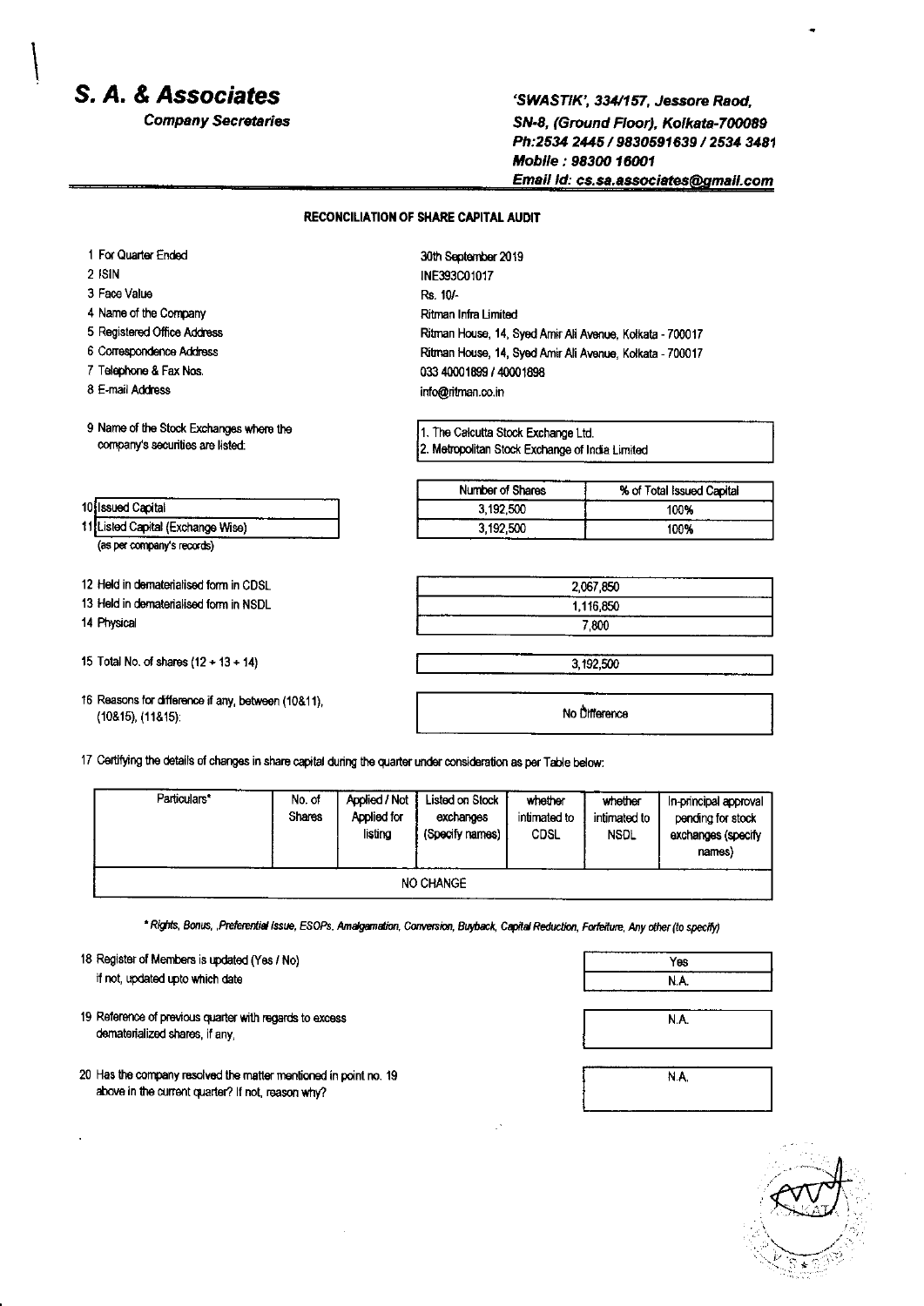# S. A. & Associates

**Company Secretaries**

***'SWASTIK', 334/157, Jessore Raod, SN-8, (Ground Floor), Kolkata-700089***
***Ph:2534 2445 / 9830591639 / 2534 3481***
***Mobile : 98300 16001***
***Email Id: cs.sa.associates@gmail.com***

**RECONCILIATION OF SHARE CAPITAL AUDIT**

| | | |
|---|---|---|
| 1 | For Quarter Ended | 30th September 2019 |
| 2 | ISIN | INE393C01017 |
| 3 | Face Value | Rs. 10/- |
| 4 | Name of the Company | Ritman Infra Limited |
| 5 | Registered Office Address | Ritman House, 14, Syed Amir Ali Avenue, Kolkata - 700017 |
| 6 | Correspondence Address | Ritman House, 14, Syed Amir Ali Avenue, Kolkata - 700017 |
| 7 | Telephone & Fax Nos. | 033 40001899 / 40001898 |
| 8 | E-mail Address | info@ritman.co.in |
| 9 | Name of the Stock Exchanges where the company's securities are listed: | 1. The Calcutta Stock Exchange Ltd.<br>2. Metropolitan Stock Exchange of India Limited |

| | | Number of Shares | % of Total Issued Capital |
|---|---|---|---|
| 10 | Issued Capital | 3,192,500 | 100% |
| 11 | Listed Capital (Exchange Wise) (as per company's records) | 3,192,500 | 100% |

| | | |
|---|---|---|
| 12 | Held in dematerialised form in CDSL | 2,067,850 |
| 13 | Held in dematerialised form in NSDL | 1,116,850 |
| 14 | Physical | 7,800 |
| 15 | Total No. of shares (12 + 13 + 14) | 3,192,500 |
| 16 | Reasons for difference if any, between (10&11), (10&15), (11&15): | No Difference |

17 Certifying the details of changes in share capital during the quarter under consideration as per Table below:

| Particulars* | No. of Shares | Applied / Not Applied for listing | Listed on Stock exchanges (Specify names) | whether intimated to CDSL | whether intimated to NSDL | In-principal approval pending for stock exchanges (specify names) |
|---|---|---|---|---|---|---|
| NO CHANGE | | | | | | |

*\* Rights, Bonus, ,Preferential Issue, ESOPs, Amalgamation, Conversion, Buyback, Capital Reduction, Forfeiture, Any other (to specify)*

| | | |
|---|---|---|
| 18 | Register of Members is updated (Yes / No) | Yes |
| | if not, updated upto which date | N.A. |
| 19 | Reference of previous quarter with regards to excess dematerialized shares, if any, | N.A. |
| 20 | Has the company resolved the matter mentioned in point no. 19 above in the current quarter? If not, reason why? | N.A. |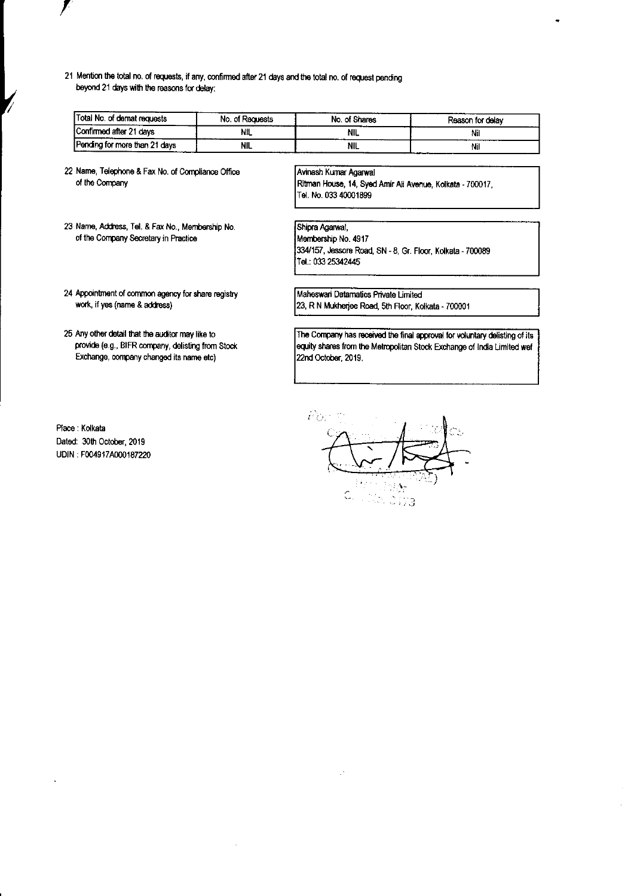21 Mention the total no. of requests, if any, confirmed after 21 days and the total no. of request pending beyond 21 days with the reasons for delay:

| Total No. of demat requests | No. of Requests | No. of Shares | Reason for delay |
|---|---|---|---|
| Confirmed after 21 days | NIL | NIL | Nil |
| Pending for more than 21 days | NIL | NIL | Nil |

| | |
|---|---|
| 22 Name, Telephone & Fax No. of Compliance Office of the Company | Avinash Kumar Agarwal<br>Ritman House, 14, Syed Amir Ali Avenue, Kolkata - 700017,<br>Tel. No. 033 40001899 |
| 23 Name, Address, Tel. & Fax No., Membership No. of the Company Secretary in Practice | Shipra Agarwal,<br>Membership No. 4917<br>334/157, Jessore Road, SN - 8, Gr. Floor, Kolkata - 700089<br>Tel.: 033 25342445 |
| 24 Appointment of common agency for share registry work, if yes (name & address) | Maheswari Datamatics Private Limited<br>23, R N Mukherjee Road, 5th Floor, Kolkata - 700001 |
| 25 Any other detail that the auditor may like to provide (e.g., BIFR company, delisting from Stock Exchange, company changed its name etc) | The Company has received the final approval for voluntary delisting of its equity shares from the Metropolitan Stock Exchange of India Limited wef 22nd October, 2019. |

Place : Kolkata
Dated: 30th October, 2019
UDIN : F004917A000187220